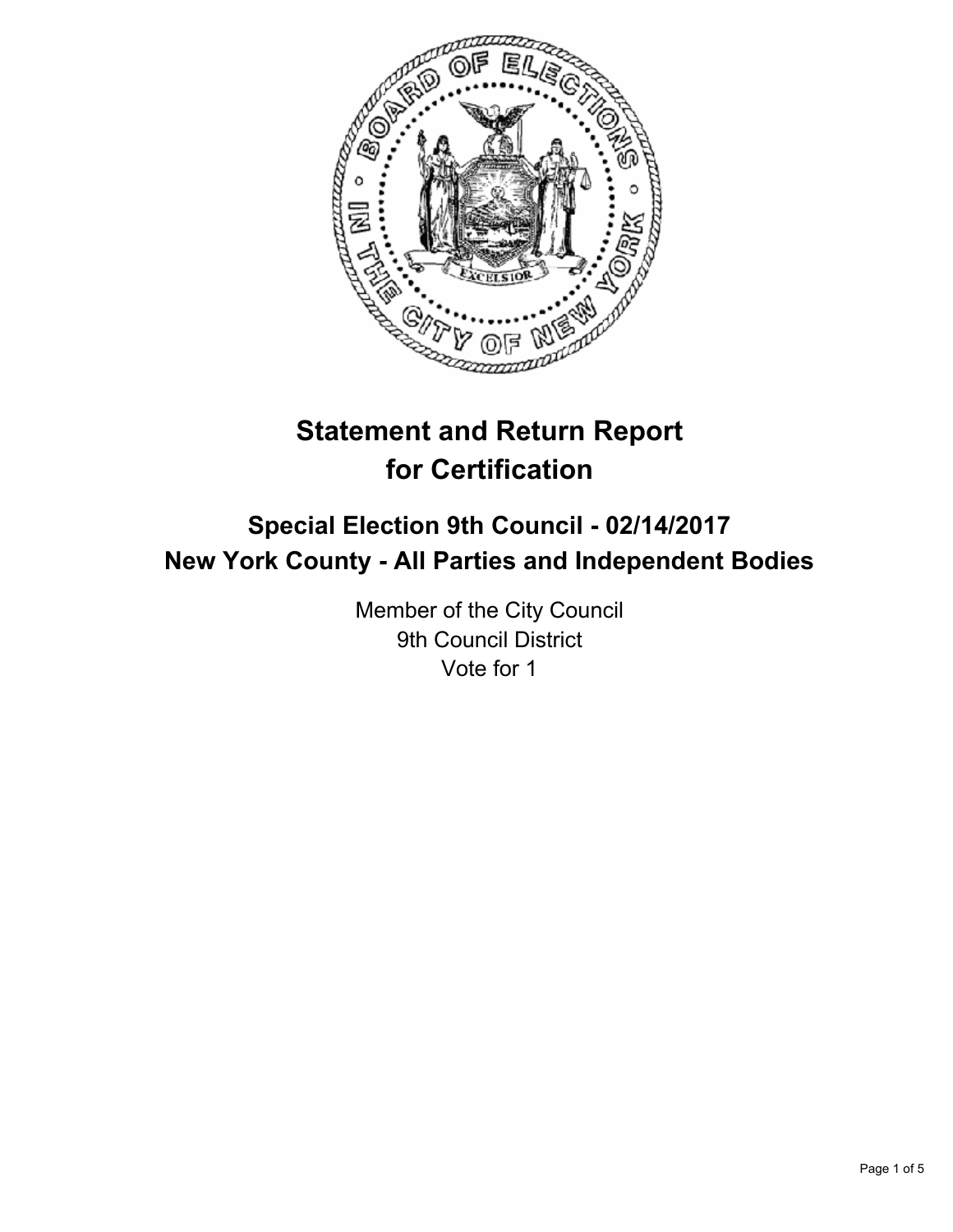# Statement and Return Report for Certification

## Special Election 9th Council - 02/14/2017
## New York County - All Parties and Independent Bodies

Member of the City Council
9th Council District
Vote for 1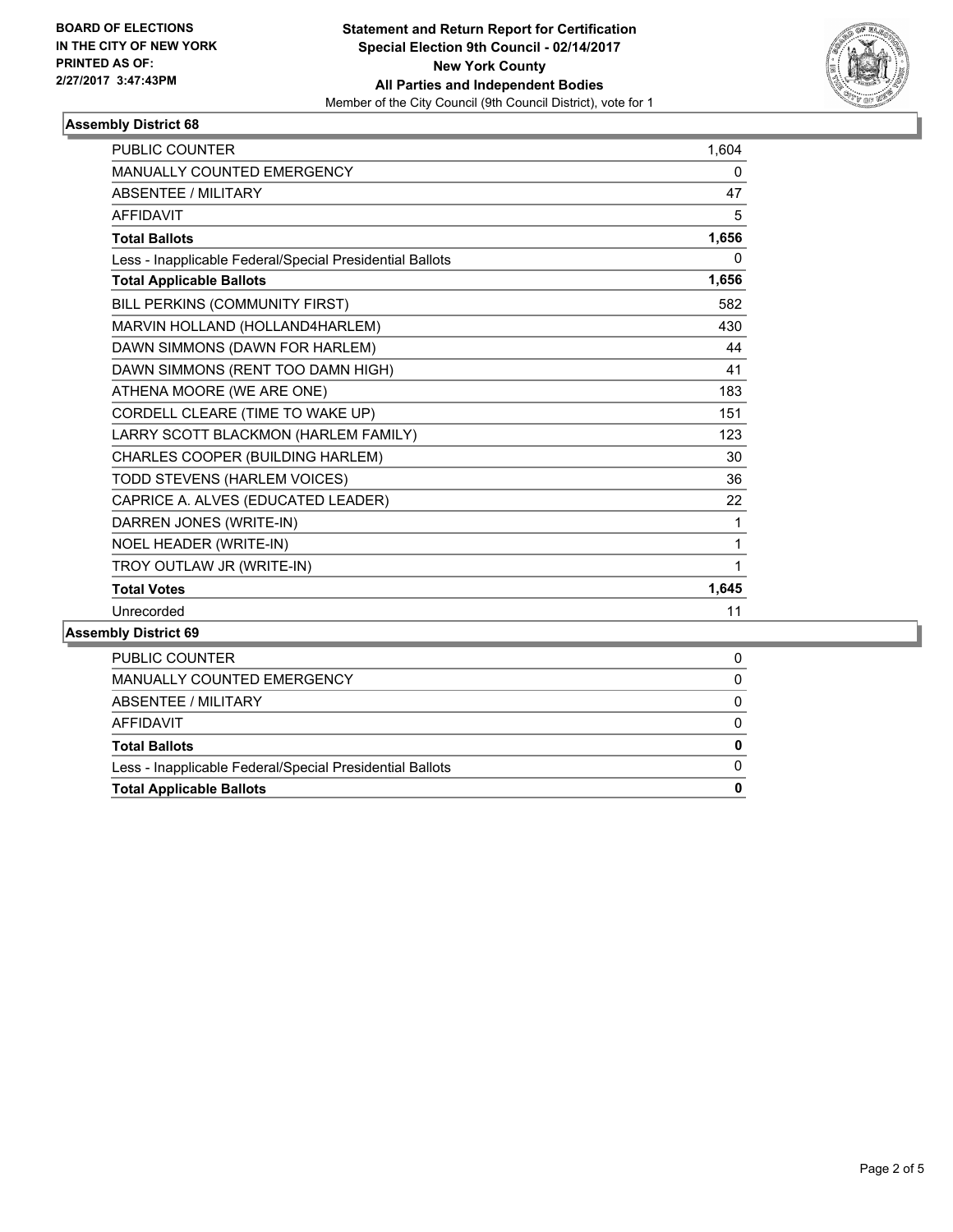**BOARD OF ELECTIONS IN THE CITY OF NEW YORK PRINTED AS OF: 2/27/2017 3:47:43PM**

**Statement and Return Report for Certification Special Election 9th Council - 02/14/2017 New York County All Parties and Independent Bodies**

Member of the City Council (9th Council District), vote for 1

### Assembly District 68

| | |
|---|---|
| PUBLIC COUNTER | 1,604 |
| MANUALLY COUNTED EMERGENCY | 0 |
| ABSENTEE / MILITARY | 47 |
| AFFIDAVIT | 5 |
| **Total Ballots** | **1,656** |
| Less - Inapplicable Federal/Special Presidential Ballots | 0 |
| **Total Applicable Ballots** | **1,656** |
| BILL PERKINS (COMMUNITY FIRST) | 582 |
| MARVIN HOLLAND (HOLLAND4HARLEM) | 430 |
| DAWN SIMMONS (DAWN FOR HARLEM) | 44 |
| DAWN SIMMONS (RENT TOO DAMN HIGH) | 41 |
| ATHENA MOORE (WE ARE ONE) | 183 |
| CORDELL CLEARE (TIME TO WAKE UP) | 151 |
| LARRY SCOTT BLACKMON (HARLEM FAMILY) | 123 |
| CHARLES COOPER (BUILDING HARLEM) | 30 |
| TODD STEVENS (HARLEM VOICES) | 36 |
| CAPRICE A. ALVES (EDUCATED LEADER) | 22 |
| DARREN JONES (WRITE-IN) | 1 |
| NOEL HEADER (WRITE-IN) | 1 |
| TROY OUTLAW JR (WRITE-IN) | 1 |
| **Total Votes** | **1,645** |
| Unrecorded | 11 |

### Assembly District 69

| | |
|---|---|
| PUBLIC COUNTER | 0 |
| MANUALLY COUNTED EMERGENCY | 0 |
| ABSENTEE / MILITARY | 0 |
| AFFIDAVIT | 0 |
| **Total Ballots** | **0** |
| Less - Inapplicable Federal/Special Presidential Ballots | 0 |
| **Total Applicable Ballots** | **0** |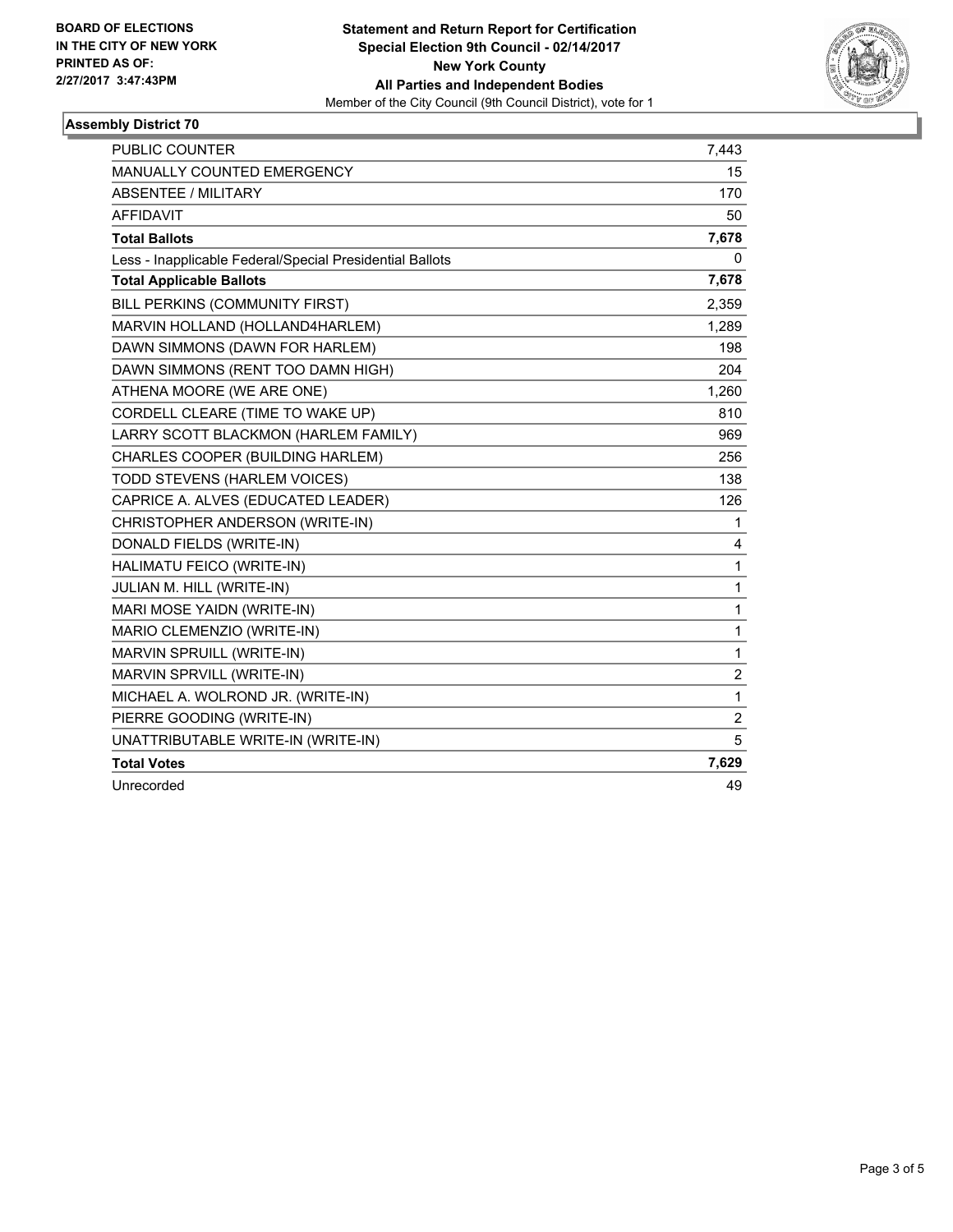**BOARD OF ELECTIONS IN THE CITY OF NEW YORK PRINTED AS OF: 2/27/2017 3:47:43PM**

**Statement and Return Report for Certification Special Election 9th Council - 02/14/2017 New York County All Parties and Independent Bodies**

Member of the City Council (9th Council District), vote for 1

### Assembly District 70

| | |
|---|---|
| PUBLIC COUNTER | 7,443 |
| MANUALLY COUNTED EMERGENCY | 15 |
| ABSENTEE / MILITARY | 170 |
| AFFIDAVIT | 50 |
| **Total Ballots** | **7,678** |
| Less - Inapplicable Federal/Special Presidential Ballots | 0 |
| **Total Applicable Ballots** | **7,678** |
| BILL PERKINS (COMMUNITY FIRST) | 2,359 |
| MARVIN HOLLAND (HOLLAND4HARLEM) | 1,289 |
| DAWN SIMMONS (DAWN FOR HARLEM) | 198 |
| DAWN SIMMONS (RENT TOO DAMN HIGH) | 204 |
| ATHENA MOORE (WE ARE ONE) | 1,260 |
| CORDELL CLEARE (TIME TO WAKE UP) | 810 |
| LARRY SCOTT BLACKMON (HARLEM FAMILY) | 969 |
| CHARLES COOPER (BUILDING HARLEM) | 256 |
| TODD STEVENS (HARLEM VOICES) | 138 |
| CAPRICE A. ALVES (EDUCATED LEADER) | 126 |
| CHRISTOPHER ANDERSON (WRITE-IN) | 1 |
| DONALD FIELDS (WRITE-IN) | 4 |
| HALIMATU FEICO (WRITE-IN) | 1 |
| JULIAN M. HILL (WRITE-IN) | 1 |
| MARI MOSE YAIDN (WRITE-IN) | 1 |
| MARIO CLEMENZIO (WRITE-IN) | 1 |
| MARVIN SPRUILL (WRITE-IN) | 1 |
| MARVIN SPRVILL (WRITE-IN) | 2 |
| MICHAEL A. WOLROND JR. (WRITE-IN) | 1 |
| PIERRE GOODING (WRITE-IN) | 2 |
| UNATTRIBUTABLE WRITE-IN (WRITE-IN) | 5 |
| **Total Votes** | **7,629** |
| Unrecorded | 49 |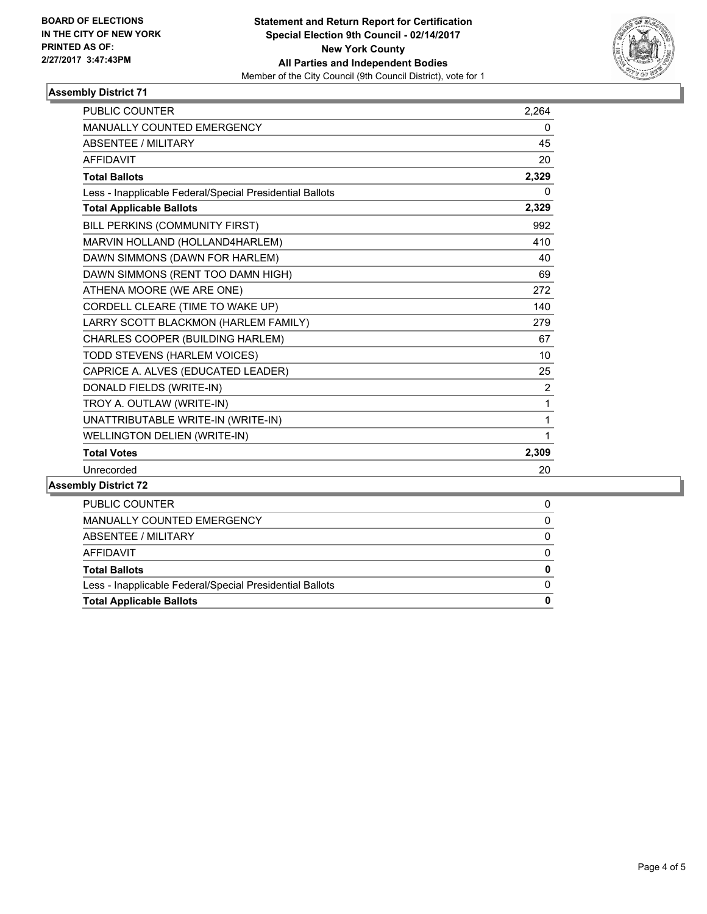**BOARD OF ELECTIONS IN THE CITY OF NEW YORK PRINTED AS OF: 2/27/2017 3:47:43PM**

**Statement and Return Report for Certification**
**Special Election 9th Council - 02/14/2017**
**New York County**
**All Parties and Independent Bodies**
Member of the City Council (9th Council District), vote for 1

### Assembly District 71

| | |
|---|---|
| PUBLIC COUNTER | 2,264 |
| MANUALLY COUNTED EMERGENCY | 0 |
| ABSENTEE / MILITARY | 45 |
| AFFIDAVIT | 20 |
| **Total Ballots** | **2,329** |
| Less - Inapplicable Federal/Special Presidential Ballots | 0 |
| **Total Applicable Ballots** | **2,329** |
| BILL PERKINS (COMMUNITY FIRST) | 992 |
| MARVIN HOLLAND (HOLLAND4HARLEM) | 410 |
| DAWN SIMMONS (DAWN FOR HARLEM) | 40 |
| DAWN SIMMONS (RENT TOO DAMN HIGH) | 69 |
| ATHENA MOORE (WE ARE ONE) | 272 |
| CORDELL CLEARE (TIME TO WAKE UP) | 140 |
| LARRY SCOTT BLACKMON (HARLEM FAMILY) | 279 |
| CHARLES COOPER (BUILDING HARLEM) | 67 |
| TODD STEVENS (HARLEM VOICES) | 10 |
| CAPRICE A. ALVES (EDUCATED LEADER) | 25 |
| DONALD FIELDS (WRITE-IN) | 2 |
| TROY A. OUTLAW (WRITE-IN) | 1 |
| UNATTRIBUTABLE WRITE-IN (WRITE-IN) | 1 |
| WELLINGTON DELIEN (WRITE-IN) | 1 |
| **Total Votes** | **2,309** |
| Unrecorded | 20 |

### Assembly District 72

| | |
|---|---|
| PUBLIC COUNTER | 0 |
| MANUALLY COUNTED EMERGENCY | 0 |
| ABSENTEE / MILITARY | 0 |
| AFFIDAVIT | 0 |
| **Total Ballots** | **0** |
| Less - Inapplicable Federal/Special Presidential Ballots | 0 |
| **Total Applicable Ballots** | **0** |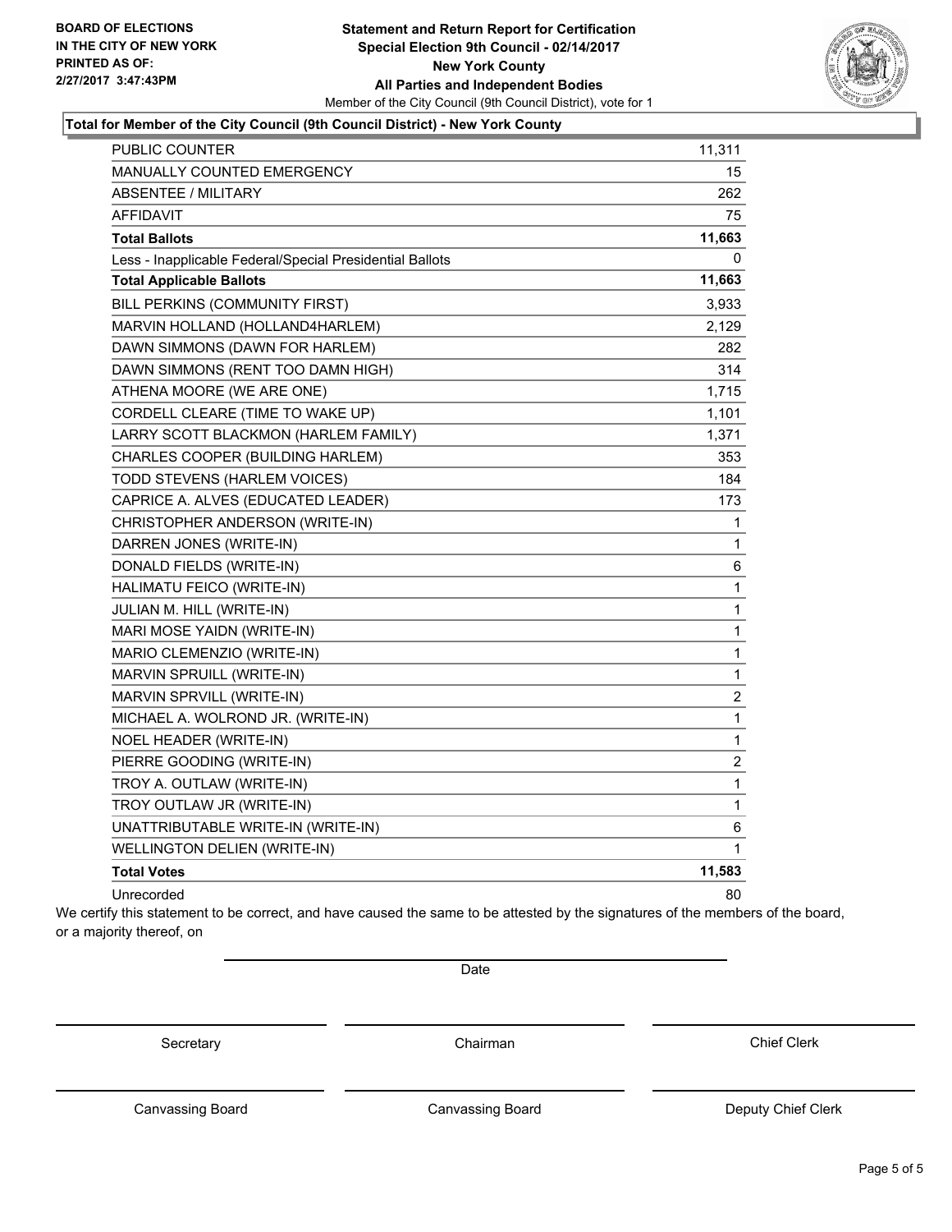BOARD OF ELECTIONS
IN THE CITY OF NEW YORK
PRINTED AS OF:
2/27/2017 3:47:43PM

**Statement and Return Report for Certification**
**Special Election 9th Council - 02/14/2017**
**New York County**
**All Parties and Independent Bodies**
Member of the City Council (9th Council District), vote for 1

### Total for Member of the City Council (9th Council District) - New York County

| | |
|---|---|
| PUBLIC COUNTER | 11,311 |
| MANUALLY COUNTED EMERGENCY | 15 |
| ABSENTEE / MILITARY | 262 |
| AFFIDAVIT | 75 |
| **Total Ballots** | **11,663** |
| Less - Inapplicable Federal/Special Presidential Ballots | 0 |
| **Total Applicable Ballots** | **11,663** |
| BILL PERKINS (COMMUNITY FIRST) | 3,933 |
| MARVIN HOLLAND (HOLLAND4HARLEM) | 2,129 |
| DAWN SIMMONS (DAWN FOR HARLEM) | 282 |
| DAWN SIMMONS (RENT TOO DAMN HIGH) | 314 |
| ATHENA MOORE (WE ARE ONE) | 1,715 |
| CORDELL CLEARE (TIME TO WAKE UP) | 1,101 |
| LARRY SCOTT BLACKMON (HARLEM FAMILY) | 1,371 |
| CHARLES COOPER (BUILDING HARLEM) | 353 |
| TODD STEVENS (HARLEM VOICES) | 184 |
| CAPRICE A. ALVES (EDUCATED LEADER) | 173 |
| CHRISTOPHER ANDERSON (WRITE-IN) | 1 |
| DARREN JONES (WRITE-IN) | 1 |
| DONALD FIELDS (WRITE-IN) | 6 |
| HALIMATU FEICO (WRITE-IN) | 1 |
| JULIAN M. HILL (WRITE-IN) | 1 |
| MARI MOSE YAIDN (WRITE-IN) | 1 |
| MARIO CLEMENZIO (WRITE-IN) | 1 |
| MARVIN SPRUILL (WRITE-IN) | 1 |
| MARVIN SPRVILL (WRITE-IN) | 2 |
| MICHAEL A. WOLROND JR. (WRITE-IN) | 1 |
| NOEL HEADER (WRITE-IN) | 1 |
| PIERRE GOODING (WRITE-IN) | 2 |
| TROY A. OUTLAW (WRITE-IN) | 1 |
| TROY OUTLAW JR (WRITE-IN) | 1 |
| UNATTRIBUTABLE WRITE-IN (WRITE-IN) | 6 |
| WELLINGTON DELIEN (WRITE-IN) | 1 |
| **Total Votes** | **11,583** |
| Unrecorded | 80 |

We certify this statement to be correct, and have caused the same to be attested by the signatures of the members of the board, or a majority thereof, on

Date

Secretary — Chairman — Chief Clerk

Canvassing Board — Canvassing Board — Deputy Chief Clerk